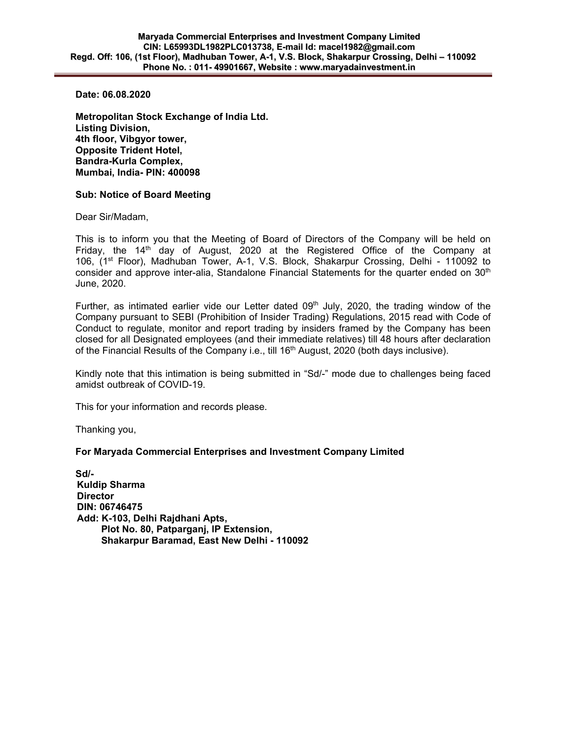**Maryada Commercial Enterprises and Investment Company Limited**
**CIN: L65993DL1982PLC013738, E-mail Id: macel1982@gmail.com**
**Regd. Off: 106, (1st Floor), Madhuban Tower, A-1, V.S. Block, Shakarpur Crossing, Delhi – 110092**
**Phone No. : 011- 49901667, Website : www.maryadainvestment.in**

**Date: 06.08.2020**

**Metropolitan Stock Exchange of India Ltd.**
**Listing Division,**
**4th floor, Vibgyor tower,**
**Opposite Trident Hotel,**
**Bandra-Kurla Complex,**
**Mumbai, India- PIN: 400098**

**Sub: Notice of Board Meeting**

Dear Sir/Madam,

This is to inform you that the Meeting of Board of Directors of the Company will be held on Friday, the 14th day of August, 2020 at the Registered Office of the Company at 106, (1st Floor), Madhuban Tower, A-1, V.S. Block, Shakarpur Crossing, Delhi - 110092 to consider and approve inter-alia, Standalone Financial Statements for the quarter ended on 30th June, 2020.

Further, as intimated earlier vide our Letter dated 09th July, 2020, the trading window of the Company pursuant to SEBI (Prohibition of Insider Trading) Regulations, 2015 read with Code of Conduct to regulate, monitor and report trading by insiders framed by the Company has been closed for all Designated employees (and their immediate relatives) till 48 hours after declaration of the Financial Results of the Company i.e., till 16th August, 2020 (both days inclusive).

Kindly note that this intimation is being submitted in "Sd/-" mode due to challenges being faced amidst outbreak of COVID-19.

This for your information and records please.

Thanking you,

**For Maryada Commercial Enterprises and Investment Company Limited**

**Sd/-**
**Kuldip Sharma**
**Director**
**DIN: 06746475**
**Add: K-103, Delhi Rajdhani Apts,**
**Plot No. 80, Patparganj, IP Extension,**
**Shakarpur Baramad, East New Delhi - 110092**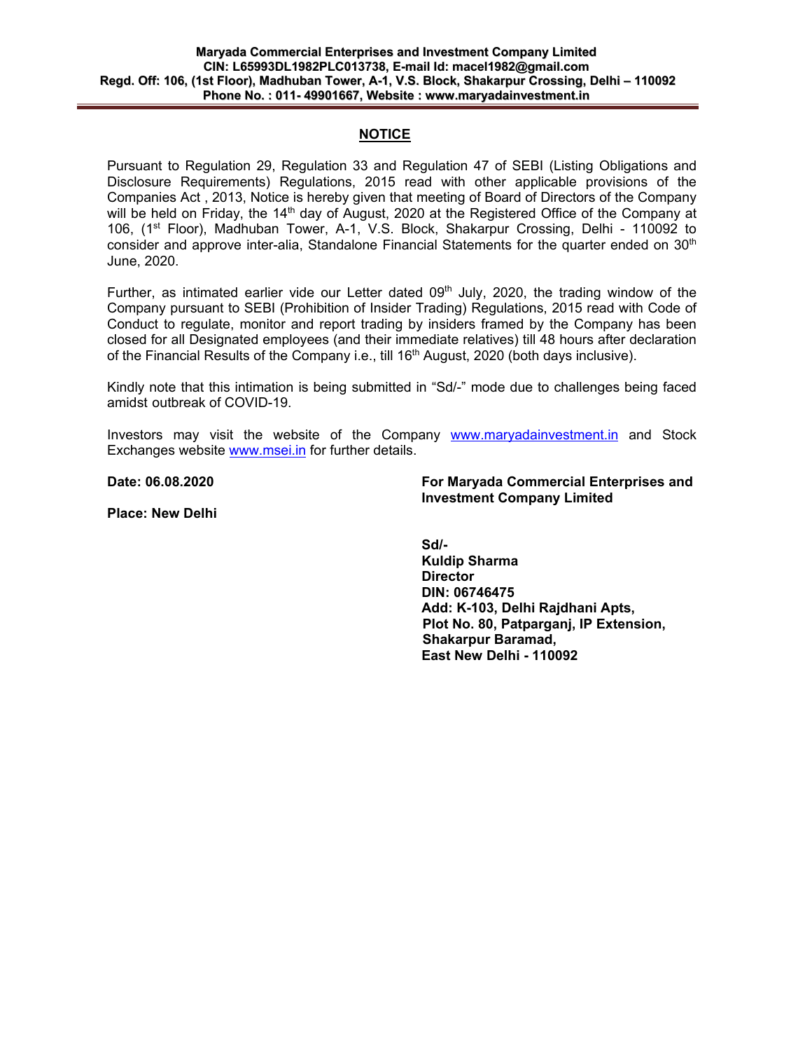**Maryada Commercial Enterprises and Investment Company Limited**
**CIN: L65993DL1982PLC013738, E-mail Id: macel1982@gmail.com**
**Regd. Off: 106, (1st Floor), Madhuban Tower, A-1, V.S. Block, Shakarpur Crossing, Delhi – 110092**
**Phone No. : 011- 49901667, Website : www.maryadainvestment.in**

## NOTICE

Pursuant to Regulation 29, Regulation 33 and Regulation 47 of SEBI (Listing Obligations and Disclosure Requirements) Regulations, 2015 read with other applicable provisions of the Companies Act , 2013, Notice is hereby given that meeting of Board of Directors of the Company will be held on Friday, the 14th day of August, 2020 at the Registered Office of the Company at 106, (1st Floor), Madhuban Tower, A-1, V.S. Block, Shakarpur Crossing, Delhi - 110092 to consider and approve inter-alia, Standalone Financial Statements for the quarter ended on 30th June, 2020.

Further, as intimated earlier vide our Letter dated 09th July, 2020, the trading window of the Company pursuant to SEBI (Prohibition of Insider Trading) Regulations, 2015 read with Code of Conduct to regulate, monitor and report trading by insiders framed by the Company has been closed for all Designated employees (and their immediate relatives) till 48 hours after declaration of the Financial Results of the Company i.e., till 16th August, 2020 (both days inclusive).

Kindly note that this intimation is being submitted in "Sd/-" mode due to challenges being faced amidst outbreak of COVID-19.

Investors may visit the website of the Company www.maryadainvestment.in and Stock Exchanges website www.msei.in for further details.

**Date: 06.08.2020**

**Place: New Delhi**

**For Maryada Commercial Enterprises and Investment Company Limited**

**Sd/-**
**Kuldip Sharma**
**Director**
**DIN: 06746475**
**Add: K-103, Delhi Rajdhani Apts,**
**Plot No. 80, Patparganj, IP Extension,**
**Shakarpur Baramad,**
**East New Delhi - 110092**